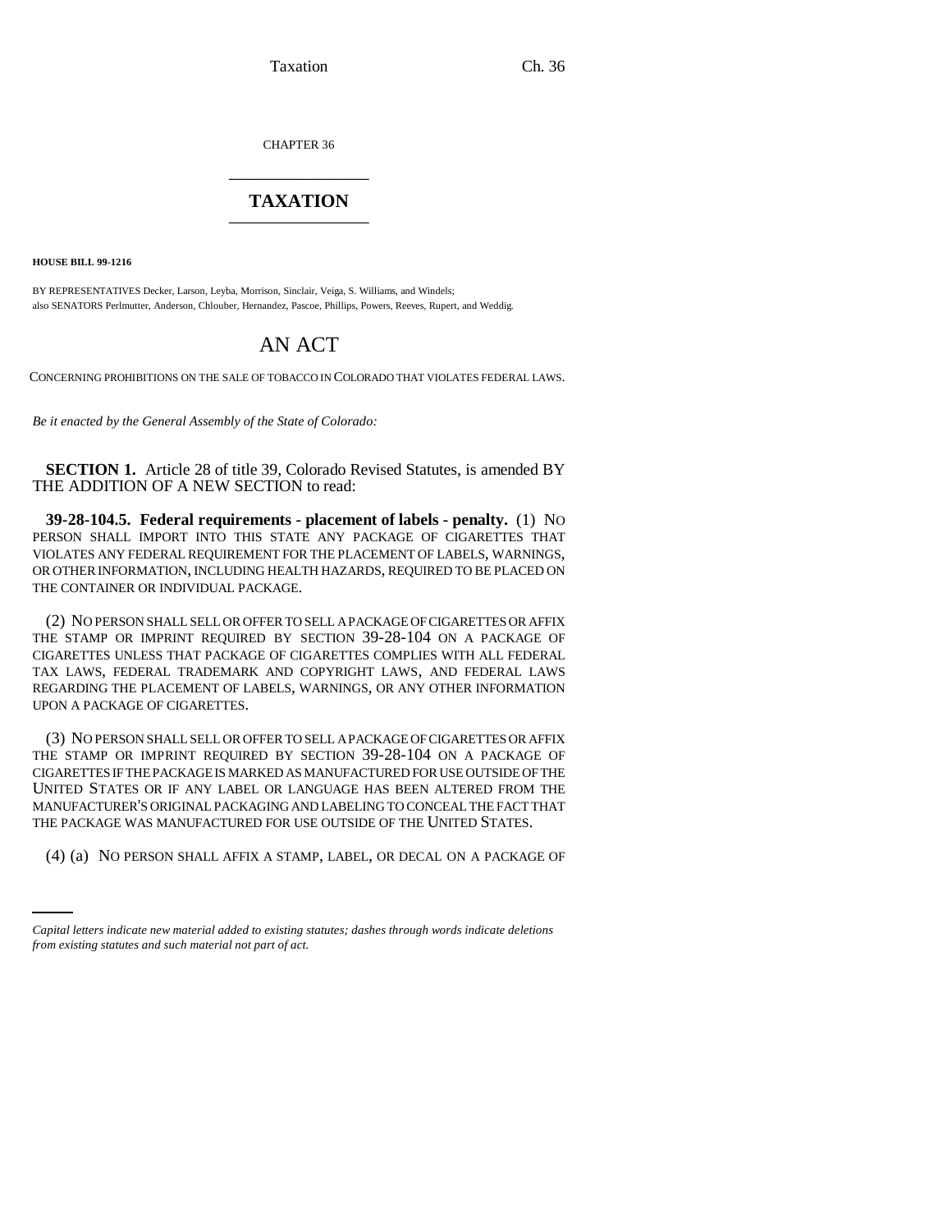CHAPTER 36

# TAXATION

**HOUSE BILL 99-1216**

BY REPRESENTATIVES Decker, Larson, Leyba, Morrison, Sinclair, Veiga, S. Williams, and Windels;
also SENATORS Perlmutter, Anderson, Chlouber, Hernandez, Pascoe, Phillips, Powers, Reeves, Rupert, and Weddig.

## AN ACT

CONCERNING PROHIBITIONS ON THE SALE OF TOBACCO IN COLORADO THAT VIOLATES FEDERAL LAWS.

*Be it enacted by the General Assembly of the State of Colorado:*

**SECTION 1.** Article 28 of title 39, Colorado Revised Statutes, is amended BY THE ADDITION OF A NEW SECTION to read:

**39-28-104.5. Federal requirements - placement of labels - penalty.** (1) NO PERSON SHALL IMPORT INTO THIS STATE ANY PACKAGE OF CIGARETTES THAT VIOLATES ANY FEDERAL REQUIREMENT FOR THE PLACEMENT OF LABELS, WARNINGS, OR OTHER INFORMATION, INCLUDING HEALTH HAZARDS, REQUIRED TO BE PLACED ON THE CONTAINER OR INDIVIDUAL PACKAGE.

(2) NO PERSON SHALL SELL OR OFFER TO SELL A PACKAGE OF CIGARETTES OR AFFIX THE STAMP OR IMPRINT REQUIRED BY SECTION 39-28-104 ON A PACKAGE OF CIGARETTES UNLESS THAT PACKAGE OF CIGARETTES COMPLIES WITH ALL FEDERAL TAX LAWS, FEDERAL TRADEMARK AND COPYRIGHT LAWS, AND FEDERAL LAWS REGARDING THE PLACEMENT OF LABELS, WARNINGS, OR ANY OTHER INFORMATION UPON A PACKAGE OF CIGARETTES.

(3) NO PERSON SHALL SELL OR OFFER TO SELL A PACKAGE OF CIGARETTES OR AFFIX THE STAMP OR IMPRINT REQUIRED BY SECTION 39-28-104 ON A PACKAGE OF CIGARETTES IF THE PACKAGE IS MARKED AS MANUFACTURED FOR USE OUTSIDE OF THE UNITED STATES OR IF ANY LABEL OR LANGUAGE HAS BEEN ALTERED FROM THE MANUFACTURER'S ORIGINAL PACKAGING AND LABELING TO CONCEAL THE FACT THAT THE PACKAGE WAS MANUFACTURED FOR USE OUTSIDE OF THE UNITED STATES.

(4) (a) NO PERSON SHALL AFFIX A STAMP, LABEL, OR DECAL ON A PACKAGE OF

*Capital letters indicate new material added to existing statutes; dashes through words indicate deletions from existing statutes and such material not part of act.*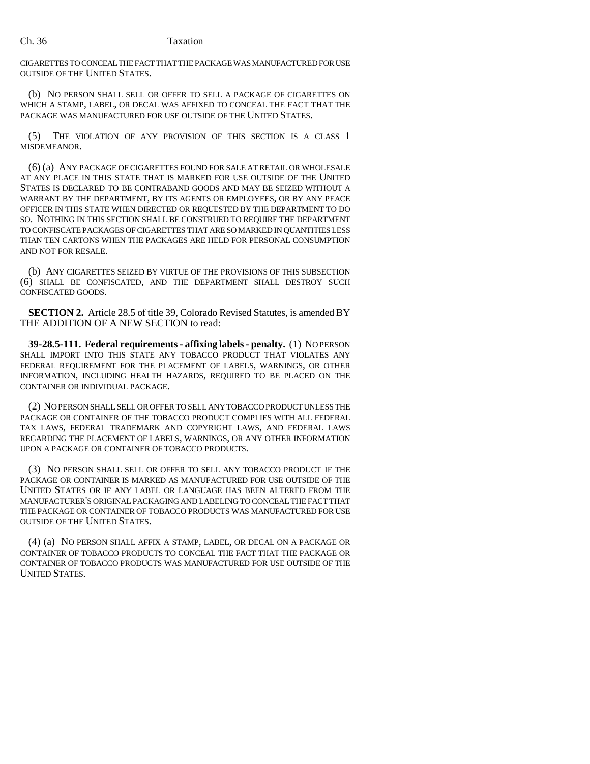CIGARETTES TO CONCEAL THE FACT THAT THE PACKAGE WAS MANUFACTURED FOR USE OUTSIDE OF THE UNITED STATES.

(b) NO PERSON SHALL SELL OR OFFER TO SELL A PACKAGE OF CIGARETTES ON WHICH A STAMP, LABEL, OR DECAL WAS AFFIXED TO CONCEAL THE FACT THAT THE PACKAGE WAS MANUFACTURED FOR USE OUTSIDE OF THE UNITED STATES.

(5) THE VIOLATION OF ANY PROVISION OF THIS SECTION IS A CLASS 1 MISDEMEANOR.

(6) (a) ANY PACKAGE OF CIGARETTES FOUND FOR SALE AT RETAIL OR WHOLESALE AT ANY PLACE IN THIS STATE THAT IS MARKED FOR USE OUTSIDE OF THE UNITED STATES IS DECLARED TO BE CONTRABAND GOODS AND MAY BE SEIZED WITHOUT A WARRANT BY THE DEPARTMENT, BY ITS AGENTS OR EMPLOYEES, OR BY ANY PEACE OFFICER IN THIS STATE WHEN DIRECTED OR REQUESTED BY THE DEPARTMENT TO DO SO. NOTHING IN THIS SECTION SHALL BE CONSTRUED TO REQUIRE THE DEPARTMENT TO CONFISCATE PACKAGES OF CIGARETTES THAT ARE SO MARKED IN QUANTITIES LESS THAN TEN CARTONS WHEN THE PACKAGES ARE HELD FOR PERSONAL CONSUMPTION AND NOT FOR RESALE.

(b) ANY CIGARETTES SEIZED BY VIRTUE OF THE PROVISIONS OF THIS SUBSECTION (6) SHALL BE CONFISCATED, AND THE DEPARTMENT SHALL DESTROY SUCH CONFISCATED GOODS.

**SECTION 2.** Article 28.5 of title 39, Colorado Revised Statutes, is amended BY THE ADDITION OF A NEW SECTION to read:

**39-28.5-111. Federal requirements - affixing labels - penalty.** (1) NO PERSON SHALL IMPORT INTO THIS STATE ANY TOBACCO PRODUCT THAT VIOLATES ANY FEDERAL REQUIREMENT FOR THE PLACEMENT OF LABELS, WARNINGS, OR OTHER INFORMATION, INCLUDING HEALTH HAZARDS, REQUIRED TO BE PLACED ON THE CONTAINER OR INDIVIDUAL PACKAGE.

(2) NO PERSON SHALL SELL OR OFFER TO SELL ANY TOBACCO PRODUCT UNLESS THE PACKAGE OR CONTAINER OF THE TOBACCO PRODUCT COMPLIES WITH ALL FEDERAL TAX LAWS, FEDERAL TRADEMARK AND COPYRIGHT LAWS, AND FEDERAL LAWS REGARDING THE PLACEMENT OF LABELS, WARNINGS, OR ANY OTHER INFORMATION UPON A PACKAGE OR CONTAINER OF TOBACCO PRODUCTS.

(3) NO PERSON SHALL SELL OR OFFER TO SELL ANY TOBACCO PRODUCT IF THE PACKAGE OR CONTAINER IS MARKED AS MANUFACTURED FOR USE OUTSIDE OF THE UNITED STATES OR IF ANY LABEL OR LANGUAGE HAS BEEN ALTERED FROM THE MANUFACTURER'S ORIGINAL PACKAGING AND LABELING TO CONCEAL THE FACT THAT THE PACKAGE OR CONTAINER OF TOBACCO PRODUCTS WAS MANUFACTURED FOR USE OUTSIDE OF THE UNITED STATES.

(4) (a) NO PERSON SHALL AFFIX A STAMP, LABEL, OR DECAL ON A PACKAGE OR CONTAINER OF TOBACCO PRODUCTS TO CONCEAL THE FACT THAT THE PACKAGE OR CONTAINER OF TOBACCO PRODUCTS WAS MANUFACTURED FOR USE OUTSIDE OF THE UNITED STATES.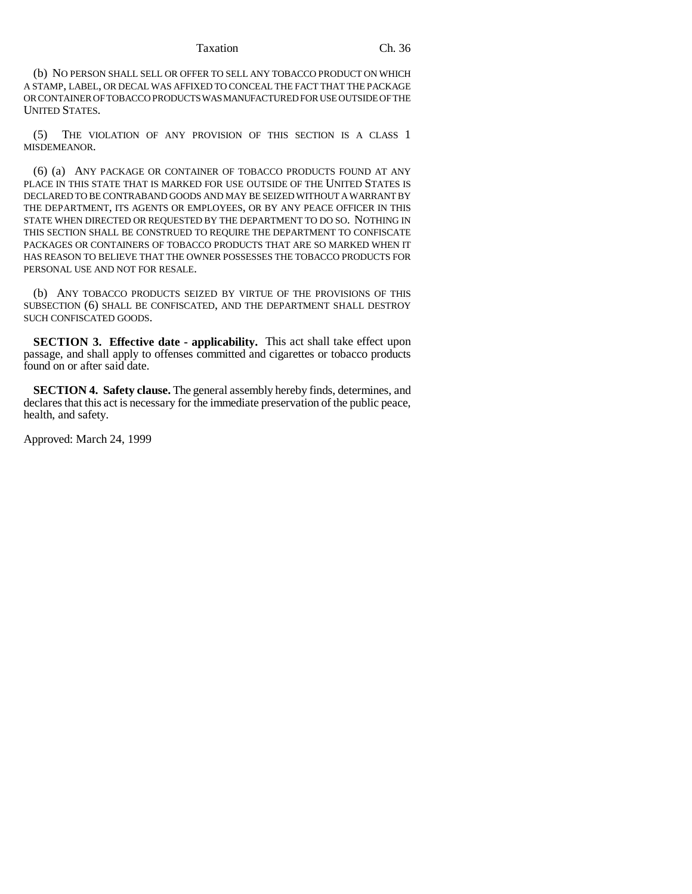(b) NO PERSON SHALL SELL OR OFFER TO SELL ANY TOBACCO PRODUCT ON WHICH A STAMP, LABEL, OR DECAL WAS AFFIXED TO CONCEAL THE FACT THAT THE PACKAGE OR CONTAINER OF TOBACCO PRODUCTS WAS MANUFACTURED FOR USE OUTSIDE OF THE UNITED STATES.

(5) THE VIOLATION OF ANY PROVISION OF THIS SECTION IS A CLASS 1 MISDEMEANOR.

(6) (a) ANY PACKAGE OR CONTAINER OF TOBACCO PRODUCTS FOUND AT ANY PLACE IN THIS STATE THAT IS MARKED FOR USE OUTSIDE OF THE UNITED STATES IS DECLARED TO BE CONTRABAND GOODS AND MAY BE SEIZED WITHOUT A WARRANT BY THE DEPARTMENT, ITS AGENTS OR EMPLOYEES, OR BY ANY PEACE OFFICER IN THIS STATE WHEN DIRECTED OR REQUESTED BY THE DEPARTMENT TO DO SO. NOTHING IN THIS SECTION SHALL BE CONSTRUED TO REQUIRE THE DEPARTMENT TO CONFISCATE PACKAGES OR CONTAINERS OF TOBACCO PRODUCTS THAT ARE SO MARKED WHEN IT HAS REASON TO BELIEVE THAT THE OWNER POSSESSES THE TOBACCO PRODUCTS FOR PERSONAL USE AND NOT FOR RESALE.

(b) ANY TOBACCO PRODUCTS SEIZED BY VIRTUE OF THE PROVISIONS OF THIS SUBSECTION (6) SHALL BE CONFISCATED, AND THE DEPARTMENT SHALL DESTROY SUCH CONFISCATED GOODS.

**SECTION 3. Effective date - applicability.** This act shall take effect upon passage, and shall apply to offenses committed and cigarettes or tobacco products found on or after said date.

**SECTION 4. Safety clause.** The general assembly hereby finds, determines, and declares that this act is necessary for the immediate preservation of the public peace, health, and safety.

Approved: March 24, 1999